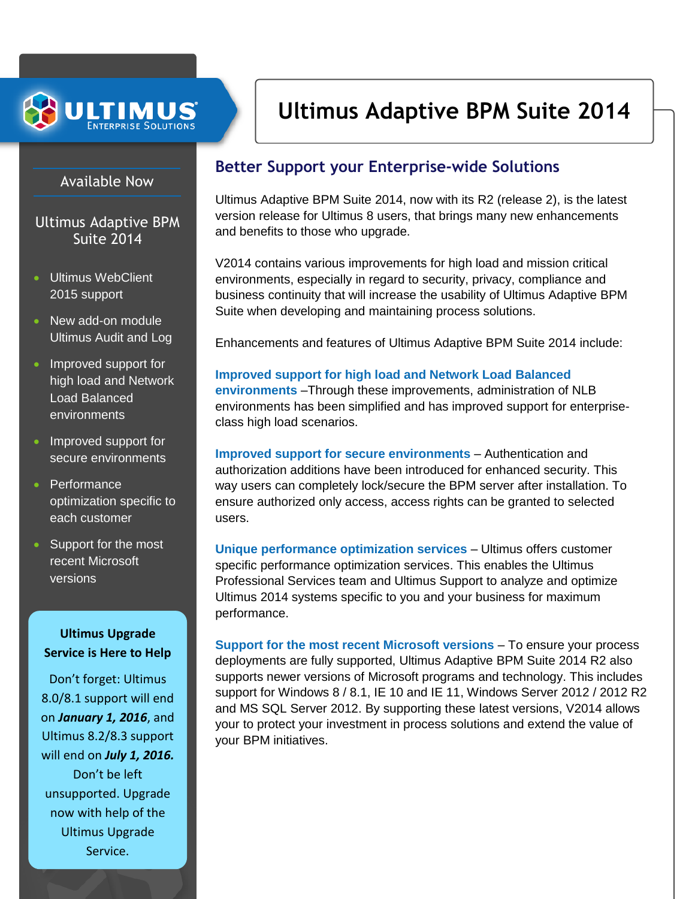ULTIMUS
Enterprise Solutions

# Ultimus Adaptive BPM Suite 2014

## Available Now

### Ultimus Adaptive BPM Suite 2014

- Ultimus WebClient 2015 support
- New add-on module Ultimus Audit and Log
- Improved support for high load and Network Load Balanced environments
- Improved support for secure environments
- Performance optimization specific to each customer
- Support for the most recent Microsoft versions

**Ultimus Upgrade Service is Here to Help**

Don't forget: Ultimus 8.0/8.1 support will end on ***January 1, 2016***, and Ultimus 8.2/8.3 support will end on ***July 1, 2016.*** Don't be left unsupported. Upgrade now with help of the Ultimus Upgrade Service.

## Better Support your Enterprise-wide Solutions

Ultimus Adaptive BPM Suite 2014, now with its R2 (release 2), is the latest version release for Ultimus 8 users, that brings many new enhancements and benefits to those who upgrade.

V2014 contains various improvements for high load and mission critical environments, especially in regard to security, privacy, compliance and business continuity that will increase the usability of Ultimus Adaptive BPM Suite when developing and maintaining process solutions.

Enhancements and features of Ultimus Adaptive BPM Suite 2014 include:

**Improved support for high load and Network Load Balanced environments** –Through these improvements, administration of NLB environments has been simplified and has improved support for enterprise-class high load scenarios.

**Improved support for secure environments** – Authentication and authorization additions have been introduced for enhanced security. This way users can completely lock/secure the BPM server after installation. To ensure authorized only access, access rights can be granted to selected users.

**Unique performance optimization services** – Ultimus offers customer specific performance optimization services. This enables the Ultimus Professional Services team and Ultimus Support to analyze and optimize Ultimus 2014 systems specific to you and your business for maximum performance.

**Support for the most recent Microsoft versions** – To ensure your process deployments are fully supported, Ultimus Adaptive BPM Suite 2014 R2 also supports newer versions of Microsoft programs and technology. This includes support for Windows 8 / 8.1, IE 10 and IE 11, Windows Server 2012 / 2012 R2 and MS SQL Server 2012. By supporting these latest versions, V2014 allows your to protect your investment in process solutions and extend the value of your BPM initiatives.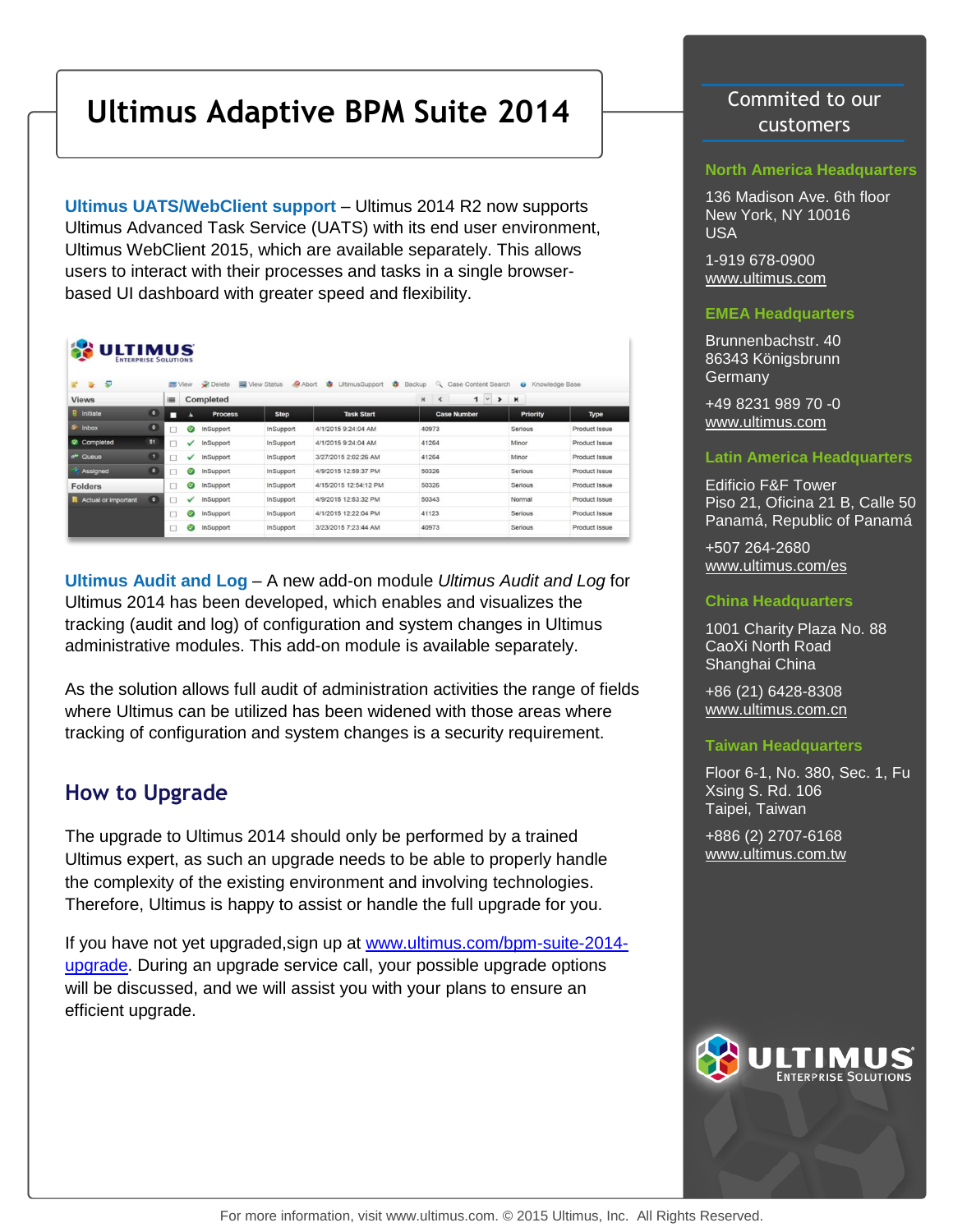# Ultimus Adaptive BPM Suite 2014

**Ultimus UATS/WebClient support** – Ultimus 2014 R2 now supports Ultimus Advanced Task Service (UATS) with its end user environment, Ultimus WebClient 2015, which are available separately. This allows users to interact with their processes and tasks in a single browser-based UI dashboard with greater speed and flexibility.

**Ultimus Audit and Log** – A new add-on module *Ultimus Audit and Log* for Ultimus 2014 has been developed, which enables and visualizes the tracking (audit and log) of configuration and system changes in Ultimus administrative modules. This add-on module is available separately.

As the solution allows full audit of administration activities the range of fields where Ultimus can be utilized has been widened with those areas where tracking of configuration and system changes is a security requirement.

## How to Upgrade

The upgrade to Ultimus 2014 should only be performed by a trained Ultimus expert, as such an upgrade needs to be able to properly handle the complexity of the existing environment and involving technologies. Therefore, Ultimus is happy to assist or handle the full upgrade for you.

If you have not yet upgraded,sign up at www.ultimus.com/bpm-suite-2014-upgrade. During an upgrade service call, your possible upgrade options will be discussed, and we will assist you with your plans to ensure an efficient upgrade.

## Commited to our customers

**North America Headquarters**

136 Madison Ave. 6th floor
New York, NY 10016
USA

1-919 678-0900
www.ultimus.com

**EMEA Headquarters**

Brunnenbachstr. 40
86343 Königsbrunn
Germany

+49 8231 989 70 -0
www.ultimus.com

**Latin America Headquarters**

Edificio F&F Tower
Piso 21, Oficina 21 B, Calle 50
Panamá, Republic of Panamá

+507 264-2680
www.ultimus.com/es

**China Headquarters**

1001 Charity Plaza No. 88
CaoXi North Road
Shanghai China

+86 (21) 6428-8308
www.ultimus.com.cn

**Taiwan Headquarters**

Floor 6-1, No. 380, Sec. 1, Fu Xsing S. Rd. 106
Taipei, Taiwan

+886 (2) 2707-6168
www.ultimus.com.tw

ULTIMUS ENTERPRISE SOLUTIONS

For more information, visit www.ultimus.com. © 2015 Ultimus, Inc. All Rights Reserved.